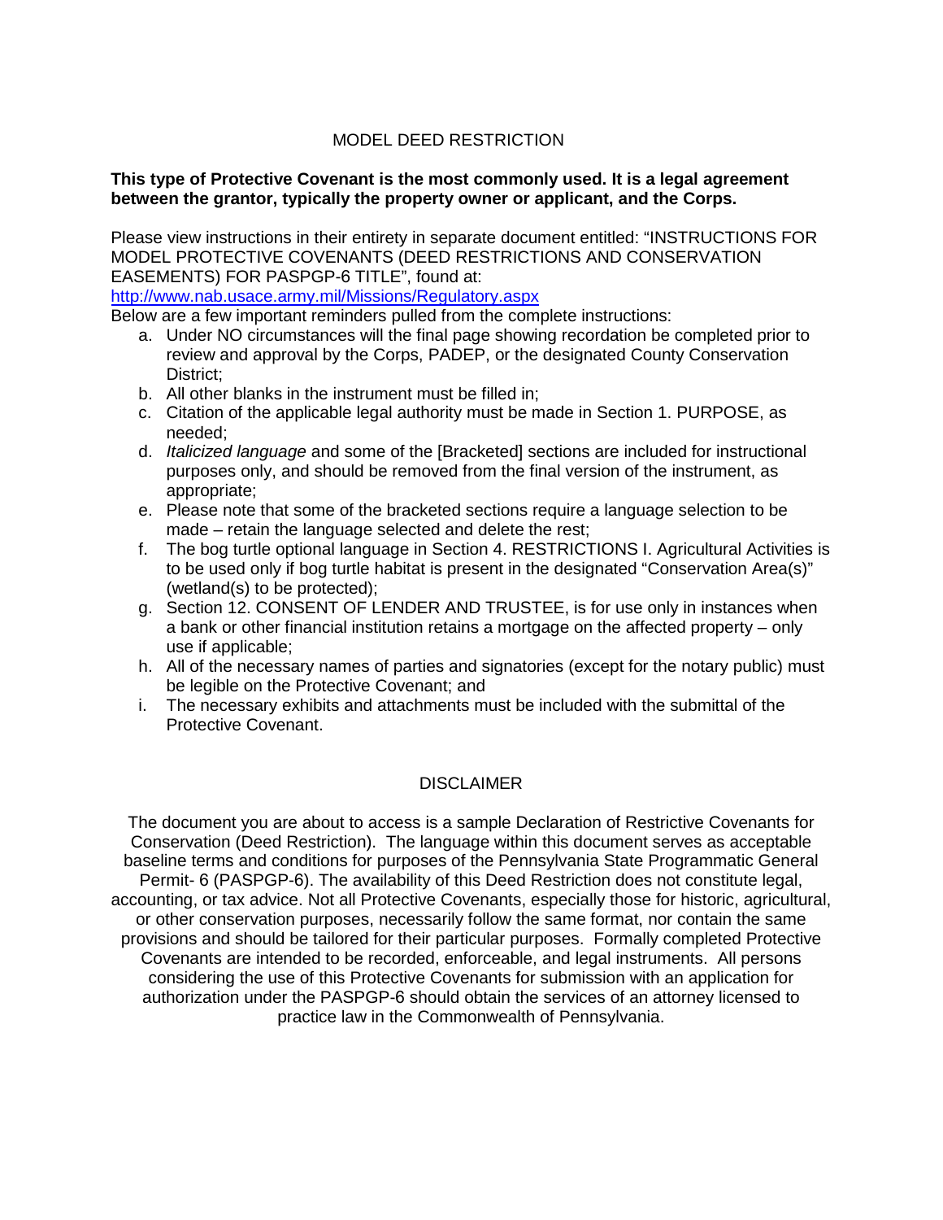# MODEL DEED RESTRICTION

**This type of Protective Covenant is the most commonly used. It is a legal agreement between the grantor, typically the property owner or applicant, and the Corps.**

Please view instructions in their entirety in separate document entitled: "INSTRUCTIONS FOR MODEL PROTECTIVE COVENANTS (DEED RESTRICTIONS AND CONSERVATION EASEMENTS) FOR PASPGP-6 TITLE", found at:
[http://www.nab.usace.army.mil/Missions/Regulatory.aspx](http://www.nab.usace.army.mil/Missions/Regulatory.aspx)
Below are a few important reminders pulled from the complete instructions:

a. Under NO circumstances will the final page showing recordation be completed prior to review and approval by the Corps, PADEP, or the designated County Conservation District;
b. All other blanks in the instrument must be filled in;
c. Citation of the applicable legal authority must be made in Section 1. PURPOSE, as needed;
d. *Italicized language* and some of the [Bracketed] sections are included for instructional purposes only, and should be removed from the final version of the instrument, as appropriate;
e. Please note that some of the bracketed sections require a language selection to be made – retain the language selected and delete the rest;
f. The bog turtle optional language in Section 4. RESTRICTIONS I. Agricultural Activities is to be used only if bog turtle habitat is present in the designated "Conservation Area(s)" (wetland(s) to be protected);
g. Section 12. CONSENT OF LENDER AND TRUSTEE, is for use only in instances when a bank or other financial institution retains a mortgage on the affected property – only use if applicable;
h. All of the necessary names of parties and signatories (except for the notary public) must be legible on the Protective Covenant; and
i. The necessary exhibits and attachments must be included with the submittal of the Protective Covenant.

## DISCLAIMER

The document you are about to access is a sample Declaration of Restrictive Covenants for Conservation (Deed Restriction). The language within this document serves as acceptable baseline terms and conditions for purposes of the Pennsylvania State Programmatic General Permit- 6 (PASPGP-6). The availability of this Deed Restriction does not constitute legal, accounting, or tax advice. Not all Protective Covenants, especially those for historic, agricultural, or other conservation purposes, necessarily follow the same format, nor contain the same provisions and should be tailored for their particular purposes. Formally completed Protective Covenants are intended to be recorded, enforceable, and legal instruments. All persons considering the use of this Protective Covenants for submission with an application for authorization under the PASPGP-6 should obtain the services of an attorney licensed to practice law in the Commonwealth of Pennsylvania.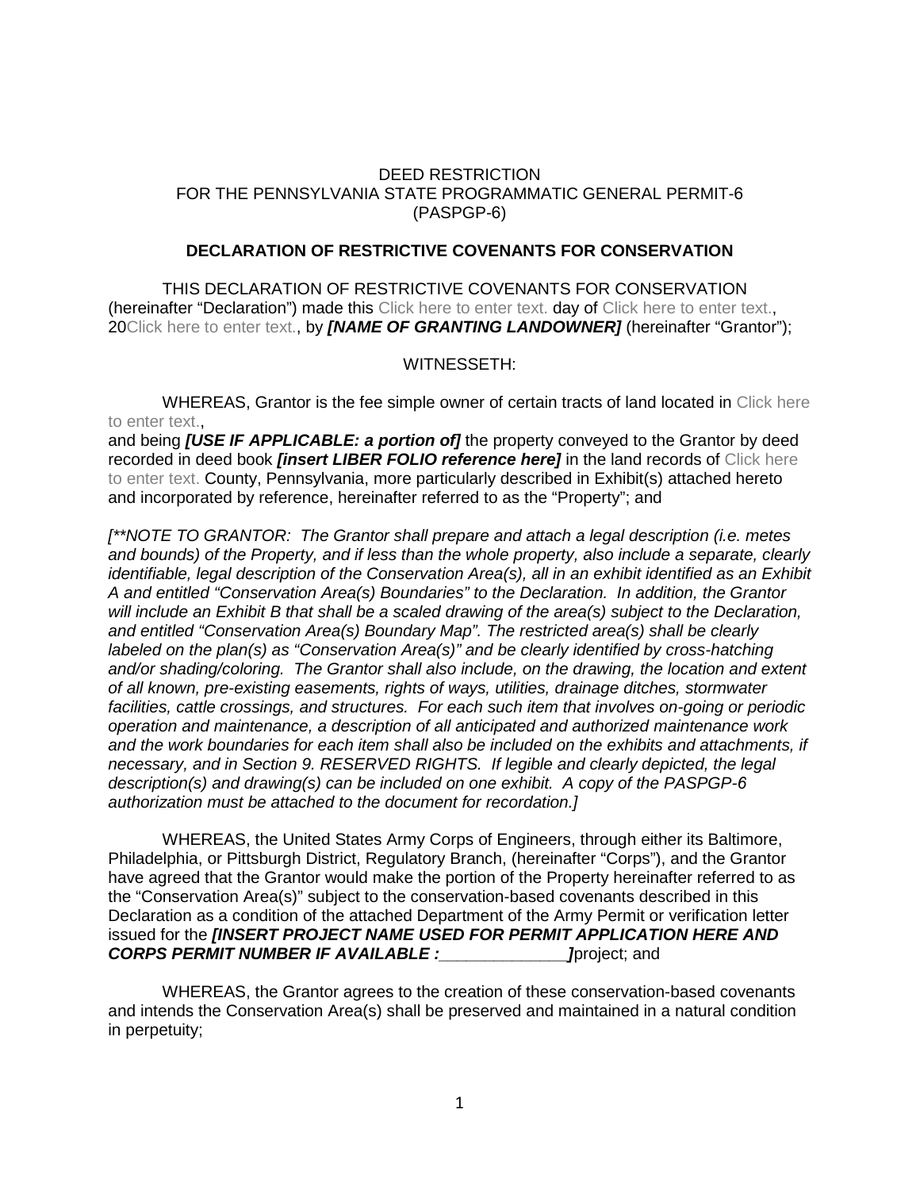DEED RESTRICTION
FOR THE PENNSYLVANIA STATE PROGRAMMATIC GENERAL PERMIT-6
(PASPGP-6)

**DECLARATION OF RESTRICTIVE COVENANTS FOR CONSERVATION**

THIS DECLARATION OF RESTRICTIVE COVENANTS FOR CONSERVATION (hereinafter "Declaration") made this Click here to enter text. day of Click here to enter text., 20Click here to enter text., by ***[NAME OF GRANTING LANDOWNER]*** (hereinafter "Grantor");

WITNESSETH:

WHEREAS, Grantor is the fee simple owner of certain tracts of land located in Click here to enter text.,
and being ***[USE IF APPLICABLE: a portion of]*** the property conveyed to the Grantor by deed recorded in deed book ***[insert LIBER FOLIO reference here]*** in the land records of Click here to enter text. County, Pennsylvania, more particularly described in Exhibit(s) attached hereto and incorporated by reference, hereinafter referred to as the "Property"; and

*[**NOTE TO GRANTOR: The Grantor shall prepare and attach a legal description (i.e. metes and bounds) of the Property, and if less than the whole property, also include a separate, clearly identifiable, legal description of the Conservation Area(s), all in an exhibit identified as an Exhibit A and entitled "Conservation Area(s) Boundaries" to the Declaration. In addition, the Grantor will include an Exhibit B that shall be a scaled drawing of the area(s) subject to the Declaration, and entitled "Conservation Area(s) Boundary Map". The restricted area(s) shall be clearly labeled on the plan(s) as "Conservation Area(s)" and be clearly identified by cross-hatching and/or shading/coloring. The Grantor shall also include, on the drawing, the location and extent of all known, pre-existing easements, rights of ways, utilities, drainage ditches, stormwater facilities, cattle crossings, and structures. For each such item that involves on-going or periodic operation and maintenance, a description of all anticipated and authorized maintenance work and the work boundaries for each item shall also be included on the exhibits and attachments, if necessary, and in Section 9. RESERVED RIGHTS. If legible and clearly depicted, the legal description(s) and drawing(s) can be included on one exhibit. A copy of the PASPGP-6 authorization must be attached to the document for recordation.]*

WHEREAS, the United States Army Corps of Engineers, through either its Baltimore, Philadelphia, or Pittsburgh District, Regulatory Branch, (hereinafter "Corps"), and the Grantor have agreed that the Grantor would make the portion of the Property hereinafter referred to as the "Conservation Area(s)" subject to the conservation-based covenants described in this Declaration as a condition of the attached Department of the Army Permit or verification letter issued for the ***[INSERT PROJECT NAME USED FOR PERMIT APPLICATION HERE AND CORPS PERMIT NUMBER IF AVAILABLE :______________]***project; and

WHEREAS, the Grantor agrees to the creation of these conservation-based covenants and intends the Conservation Area(s) shall be preserved and maintained in a natural condition in perpetuity;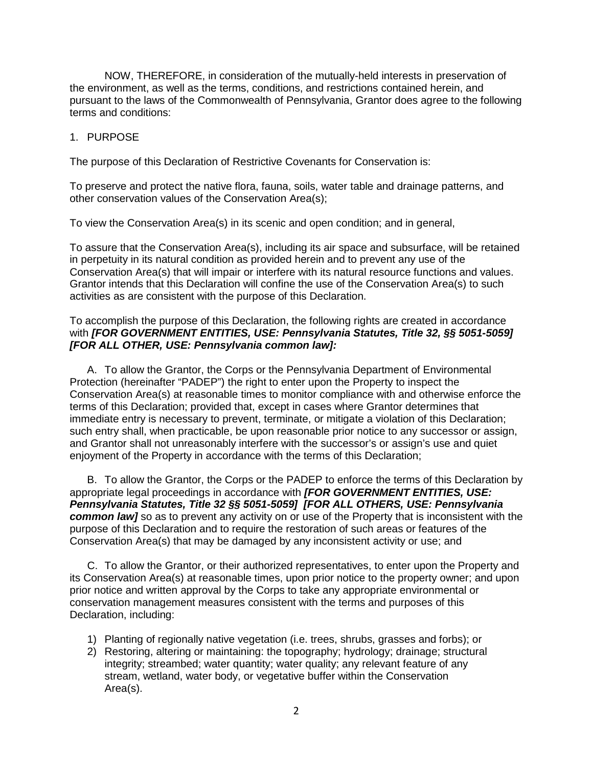NOW, THEREFORE, in consideration of the mutually-held interests in preservation of the environment, as well as the terms, conditions, and restrictions contained herein, and pursuant to the laws of the Commonwealth of Pennsylvania, Grantor does agree to the following terms and conditions:

1. PURPOSE

The purpose of this Declaration of Restrictive Covenants for Conservation is:

To preserve and protect the native flora, fauna, soils, water table and drainage patterns, and other conservation values of the Conservation Area(s);

To view the Conservation Area(s) in its scenic and open condition; and in general,

To assure that the Conservation Area(s), including its air space and subsurface, will be retained in perpetuity in its natural condition as provided herein and to prevent any use of the Conservation Area(s) that will impair or interfere with its natural resource functions and values. Grantor intends that this Declaration will confine the use of the Conservation Area(s) to such activities as are consistent with the purpose of this Declaration.

To accomplish the purpose of this Declaration, the following rights are created in accordance with ***[FOR GOVERNMENT ENTITIES, USE: Pennsylvania Statutes, Title 32, §§ 5051-5059] [FOR ALL OTHER, USE: Pennsylvania common law]:***

A. To allow the Grantor, the Corps or the Pennsylvania Department of Environmental Protection (hereinafter "PADEP") the right to enter upon the Property to inspect the Conservation Area(s) at reasonable times to monitor compliance with and otherwise enforce the terms of this Declaration; provided that, except in cases where Grantor determines that immediate entry is necessary to prevent, terminate, or mitigate a violation of this Declaration; such entry shall, when practicable, be upon reasonable prior notice to any successor or assign, and Grantor shall not unreasonably interfere with the successor's or assign's use and quiet enjoyment of the Property in accordance with the terms of this Declaration;

B. To allow the Grantor, the Corps or the PADEP to enforce the terms of this Declaration by appropriate legal proceedings in accordance with ***[FOR GOVERNMENT ENTITIES, USE: Pennsylvania Statutes, Title 32 §§ 5051-5059] [FOR ALL OTHERS, USE: Pennsylvania common law]*** so as to prevent any activity on or use of the Property that is inconsistent with the purpose of this Declaration and to require the restoration of such areas or features of the Conservation Area(s) that may be damaged by any inconsistent activity or use; and

C. To allow the Grantor, or their authorized representatives, to enter upon the Property and its Conservation Area(s) at reasonable times, upon prior notice to the property owner; and upon prior notice and written approval by the Corps to take any appropriate environmental or conservation management measures consistent with the terms and purposes of this Declaration, including:

1) Planting of regionally native vegetation (i.e. trees, shrubs, grasses and forbs); or
2) Restoring, altering or maintaining: the topography; hydrology; drainage; structural integrity; streambed; water quantity; water quality; any relevant feature of any stream, wetland, water body, or vegetative buffer within the Conservation Area(s).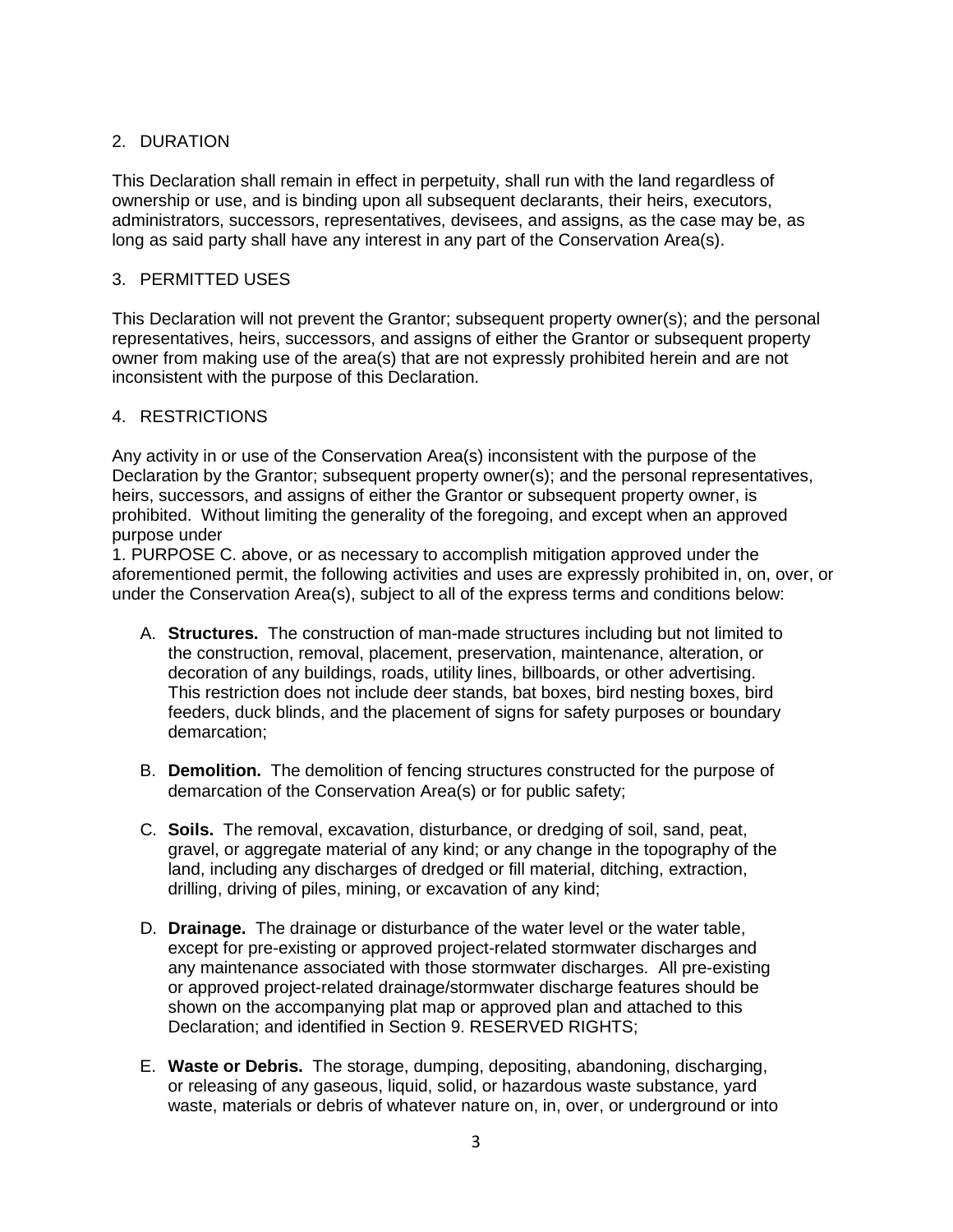## 2. DURATION

This Declaration shall remain in effect in perpetuity, shall run with the land regardless of ownership or use, and is binding upon all subsequent declarants, their heirs, executors, administrators, successors, representatives, devisees, and assigns, as the case may be, as long as said party shall have any interest in any part of the Conservation Area(s).

## 3. PERMITTED USES

This Declaration will not prevent the Grantor; subsequent property owner(s); and the personal representatives, heirs, successors, and assigns of either the Grantor or subsequent property owner from making use of the area(s) that are not expressly prohibited herein and are not inconsistent with the purpose of this Declaration.

## 4. RESTRICTIONS

Any activity in or use of the Conservation Area(s) inconsistent with the purpose of the Declaration by the Grantor; subsequent property owner(s); and the personal representatives, heirs, successors, and assigns of either the Grantor or subsequent property owner, is prohibited. Without limiting the generality of the foregoing, and except when an approved purpose under
1. PURPOSE C. above, or as necessary to accomplish mitigation approved under the aforementioned permit, the following activities and uses are expressly prohibited in, on, over, or under the Conservation Area(s), subject to all of the express terms and conditions below:

A. **Structures.** The construction of man-made structures including but not limited to the construction, removal, placement, preservation, maintenance, alteration, or decoration of any buildings, roads, utility lines, billboards, or other advertising. This restriction does not include deer stands, bat boxes, bird nesting boxes, bird feeders, duck blinds, and the placement of signs for safety purposes or boundary demarcation;

B. **Demolition.** The demolition of fencing structures constructed for the purpose of demarcation of the Conservation Area(s) or for public safety;

C. **Soils.** The removal, excavation, disturbance, or dredging of soil, sand, peat, gravel, or aggregate material of any kind; or any change in the topography of the land, including any discharges of dredged or fill material, ditching, extraction, drilling, driving of piles, mining, or excavation of any kind;

D. **Drainage.** The drainage or disturbance of the water level or the water table, except for pre-existing or approved project-related stormwater discharges and any maintenance associated with those stormwater discharges. All pre-existing or approved project-related drainage/stormwater discharge features should be shown on the accompanying plat map or approved plan and attached to this Declaration; and identified in Section 9. RESERVED RIGHTS;

E. **Waste or Debris.** The storage, dumping, depositing, abandoning, discharging, or releasing of any gaseous, liquid, solid, or hazardous waste substance, yard waste, materials or debris of whatever nature on, in, over, or underground or into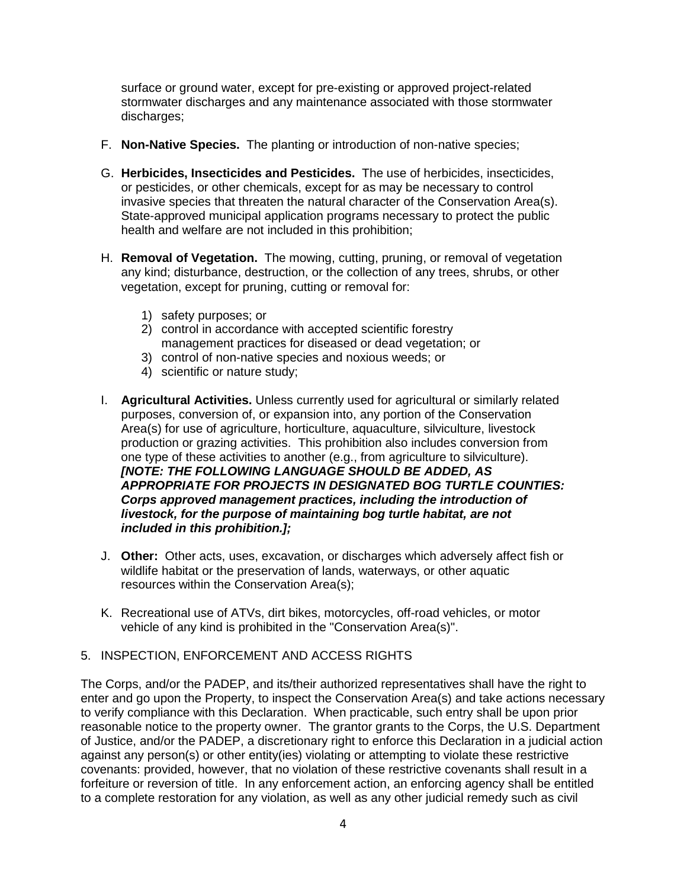surface or ground water, except for pre-existing or approved project-related stormwater discharges and any maintenance associated with those stormwater discharges;

F. **Non-Native Species.** The planting or introduction of non-native species;

G. **Herbicides, Insecticides and Pesticides.** The use of herbicides, insecticides, or pesticides, or other chemicals, except for as may be necessary to control invasive species that threaten the natural character of the Conservation Area(s). State-approved municipal application programs necessary to protect the public health and welfare are not included in this prohibition;

H. **Removal of Vegetation.** The mowing, cutting, pruning, or removal of vegetation any kind; disturbance, destruction, or the collection of any trees, shrubs, or other vegetation, except for pruning, cutting or removal for:

1) safety purposes; or
2) control in accordance with accepted scientific forestry management practices for diseased or dead vegetation; or
3) control of non-native species and noxious weeds; or
4) scientific or nature study;

I. **Agricultural Activities.** Unless currently used for agricultural or similarly related purposes, conversion of, or expansion into, any portion of the Conservation Area(s) for use of agriculture, horticulture, aquaculture, silviculture, livestock production or grazing activities. This prohibition also includes conversion from one type of these activities to another (e.g., from agriculture to silviculture). ***[NOTE: THE FOLLOWING LANGUAGE SHOULD BE ADDED, AS APPROPRIATE FOR PROJECTS IN DESIGNATED BOG TURTLE COUNTIES: Corps approved management practices, including the introduction of livestock, for the purpose of maintaining bog turtle habitat, are not included in this prohibition.];***

J. **Other:** Other acts, uses, excavation, or discharges which adversely affect fish or wildlife habitat or the preservation of lands, waterways, or other aquatic resources within the Conservation Area(s);

K. Recreational use of ATVs, dirt bikes, motorcycles, off-road vehicles, or motor vehicle of any kind is prohibited in the "Conservation Area(s)".

## 5. INSPECTION, ENFORCEMENT AND ACCESS RIGHTS

The Corps, and/or the PADEP, and its/their authorized representatives shall have the right to enter and go upon the Property, to inspect the Conservation Area(s) and take actions necessary to verify compliance with this Declaration. When practicable, such entry shall be upon prior reasonable notice to the property owner. The grantor grants to the Corps, the U.S. Department of Justice, and/or the PADEP, a discretionary right to enforce this Declaration in a judicial action against any person(s) or other entity(ies) violating or attempting to violate these restrictive covenants: provided, however, that no violation of these restrictive covenants shall result in a forfeiture or reversion of title. In any enforcement action, an enforcing agency shall be entitled to a complete restoration for any violation, as well as any other judicial remedy such as civil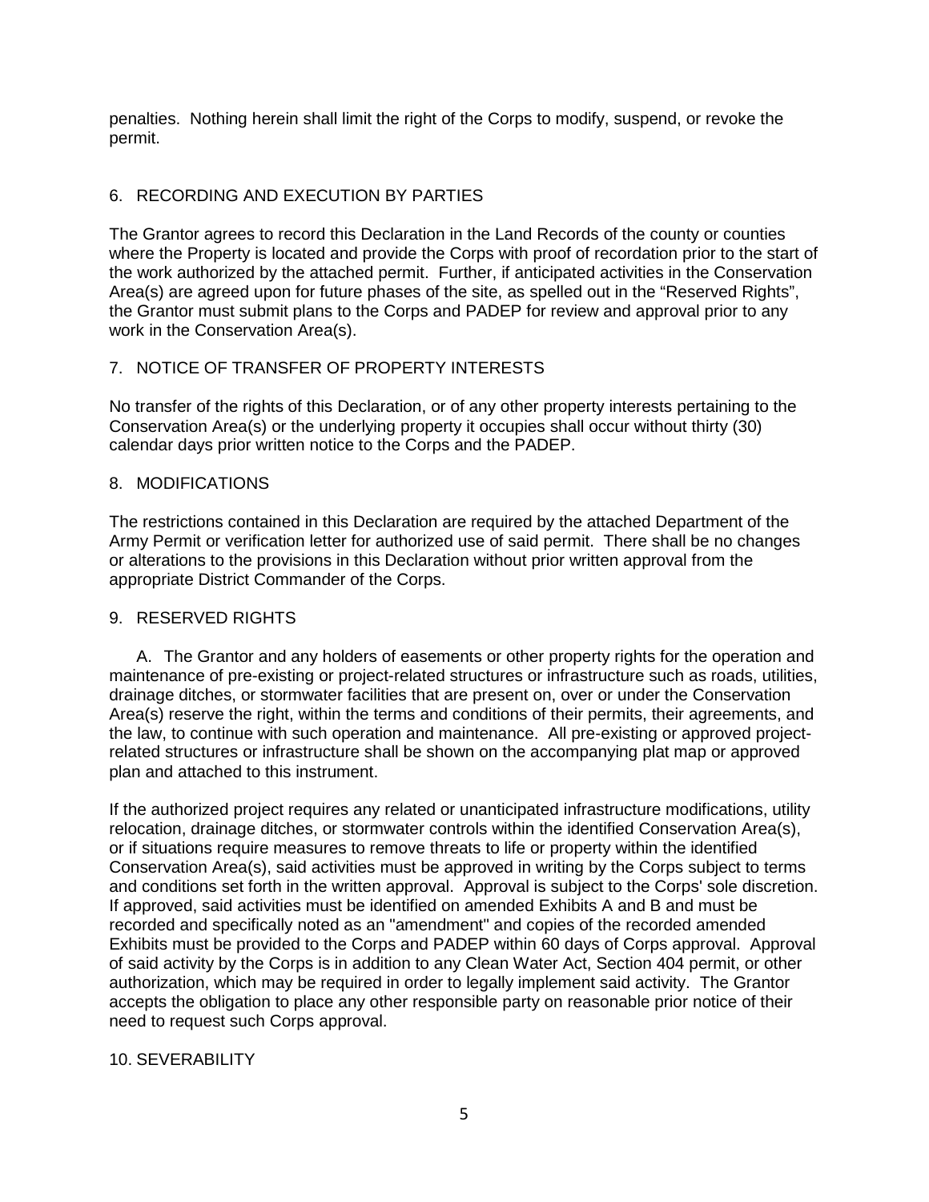penalties. Nothing herein shall limit the right of the Corps to modify, suspend, or revoke the permit.

## 6. RECORDING AND EXECUTION BY PARTIES

The Grantor agrees to record this Declaration in the Land Records of the county or counties where the Property is located and provide the Corps with proof of recordation prior to the start of the work authorized by the attached permit. Further, if anticipated activities in the Conservation Area(s) are agreed upon for future phases of the site, as spelled out in the "Reserved Rights", the Grantor must submit plans to the Corps and PADEP for review and approval prior to any work in the Conservation Area(s).

## 7. NOTICE OF TRANSFER OF PROPERTY INTERESTS

No transfer of the rights of this Declaration, or of any other property interests pertaining to the Conservation Area(s) or the underlying property it occupies shall occur without thirty (30) calendar days prior written notice to the Corps and the PADEP.

## 8. MODIFICATIONS

The restrictions contained in this Declaration are required by the attached Department of the Army Permit or verification letter for authorized use of said permit. There shall be no changes or alterations to the provisions in this Declaration without prior written approval from the appropriate District Commander of the Corps.

## 9. RESERVED RIGHTS

A. The Grantor and any holders of easements or other property rights for the operation and maintenance of pre-existing or project-related structures or infrastructure such as roads, utilities, drainage ditches, or stormwater facilities that are present on, over or under the Conservation Area(s) reserve the right, within the terms and conditions of their permits, their agreements, and the law, to continue with such operation and maintenance. All pre-existing or approved project-related structures or infrastructure shall be shown on the accompanying plat map or approved plan and attached to this instrument.

If the authorized project requires any related or unanticipated infrastructure modifications, utility relocation, drainage ditches, or stormwater controls within the identified Conservation Area(s), or if situations require measures to remove threats to life or property within the identified Conservation Area(s), said activities must be approved in writing by the Corps subject to terms and conditions set forth in the written approval. Approval is subject to the Corps' sole discretion. If approved, said activities must be identified on amended Exhibits A and B and must be recorded and specifically noted as an "amendment" and copies of the recorded amended Exhibits must be provided to the Corps and PADEP within 60 days of Corps approval. Approval of said activity by the Corps is in addition to any Clean Water Act, Section 404 permit, or other authorization, which may be required in order to legally implement said activity. The Grantor accepts the obligation to place any other responsible party on reasonable prior notice of their need to request such Corps approval.

## 10. SEVERABILITY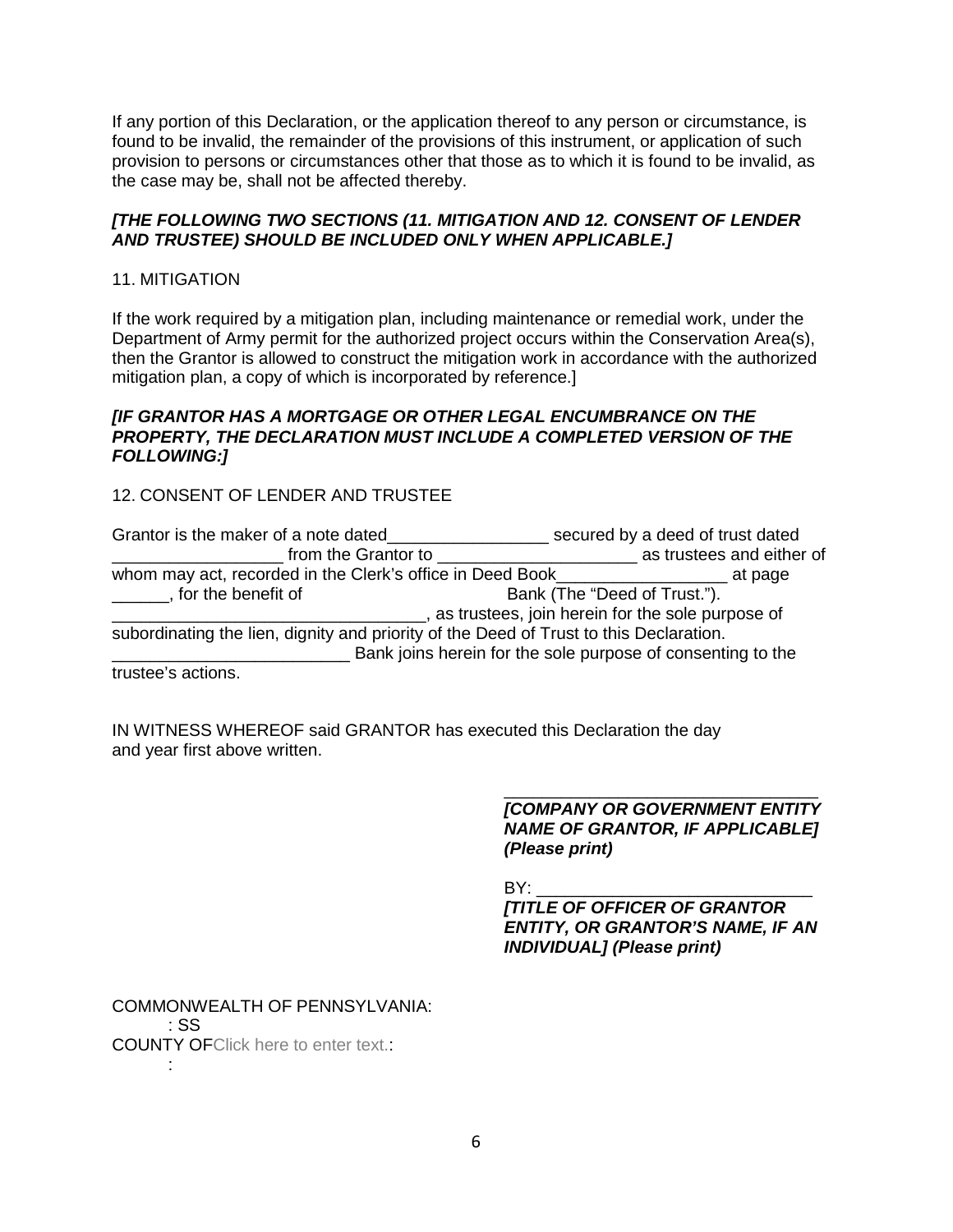If any portion of this Declaration, or the application thereof to any person or circumstance, is found to be invalid, the remainder of the provisions of this instrument, or application of such provision to persons or circumstances other that those as to which it is found to be invalid, as the case may be, shall not be affected thereby.

***[THE FOLLOWING TWO SECTIONS (11. MITIGATION AND 12. CONSENT OF LENDER AND TRUSTEE) SHOULD BE INCLUDED ONLY WHEN APPLICABLE.]***

11. MITIGATION

If the work required by a mitigation plan, including maintenance or remedial work, under the Department of Army permit for the authorized project occurs within the Conservation Area(s), then the Grantor is allowed to construct the mitigation work in accordance with the authorized mitigation plan, a copy of which is incorporated by reference.]

***[IF GRANTOR HAS A MORTGAGE OR OTHER LEGAL ENCUMBRANCE ON THE PROPERTY, THE DECLARATION MUST INCLUDE A COMPLETED VERSION OF THE FOLLOWING:]***

12. CONSENT OF LENDER AND TRUSTEE

Grantor is the maker of a note dated_________________ secured by a deed of trust dated __________________ from the Grantor to _____________________ as trustees and either of whom may act, recorded in the Clerk's office in Deed Book__________________ at page ______, for the benefit of Bank (The "Deed of Trust."). _________________________________, as trustees, join herein for the sole purpose of subordinating the lien, dignity and priority of the Deed of Trust to this Declaration. _________________________ Bank joins herein for the sole purpose of consenting to the trustee's actions.

IN WITNESS WHEREOF said GRANTOR has executed this Declaration the day and year first above written.

_________________________________
***[COMPANY OR GOVERNMENT ENTITY NAME OF GRANTOR, IF APPLICABLE] (Please print)***

BY: _____________________________
***[TITLE OF OFFICER OF GRANTOR ENTITY, OR GRANTOR'S NAME, IF AN INDIVIDUAL] (Please print)***

COMMONWEALTH OF PENNSYLVANIA:
: SS
COUNTY OFClick here to enter text.:
: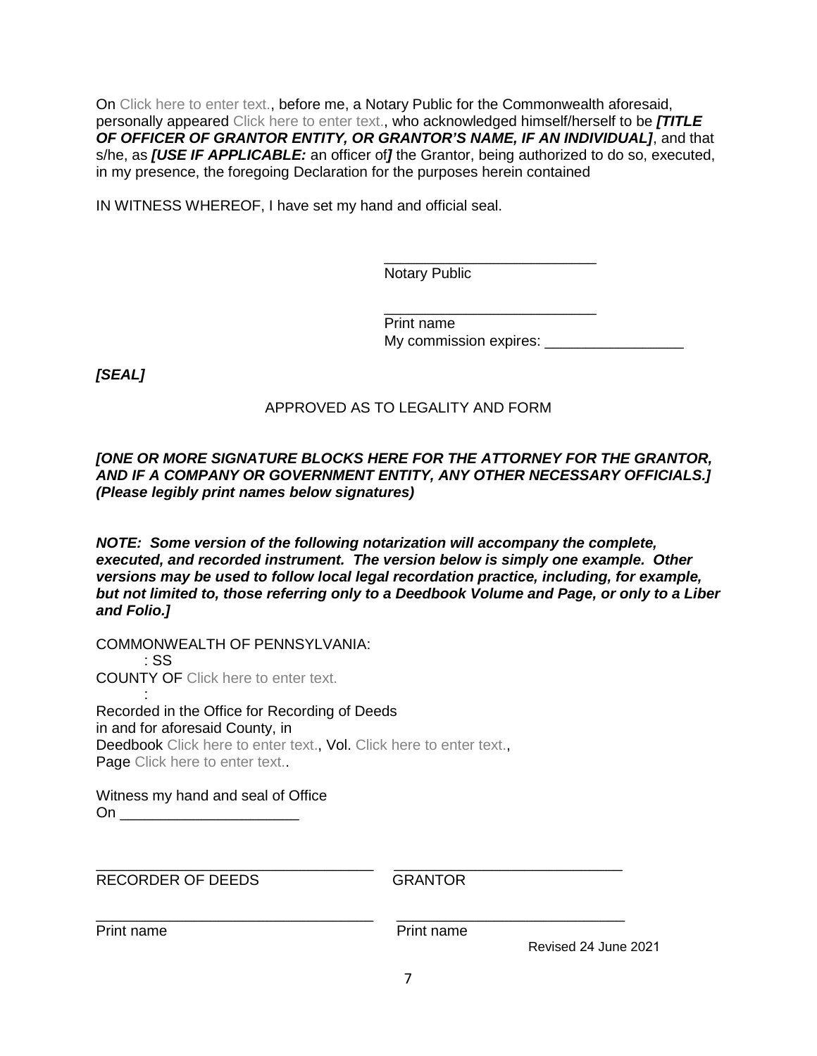On Click here to enter text., before me, a Notary Public for the Commonwealth aforesaid, personally appeared Click here to enter text., who acknowledged himself/herself to be ***[TITLE OF OFFICER OF GRANTOR ENTITY, OR GRANTOR'S NAME, IF AN INDIVIDUAL]***, and that s/he, as ***[USE IF APPLICABLE:*** an officer of***]*** the Grantor, being authorized to do so, executed, in my presence, the foregoing Declaration for the purposes herein contained

IN WITNESS WHEREOF, I have set my hand and official seal.

\_\_\_\_\_\_\_\_\_\_\_\_\_\_\_\_\_\_\_\_\_\_\_\_\_\_
Notary Public

\_\_\_\_\_\_\_\_\_\_\_\_\_\_\_\_\_\_\_\_\_\_\_\_\_\_
Print name
My commission expires: \_\_\_\_\_\_\_\_\_\_\_\_\_\_\_\_\_

***[SEAL]***

APPROVED AS TO LEGALITY AND FORM

***[ONE OR MORE SIGNATURE BLOCKS HERE FOR THE ATTORNEY FOR THE GRANTOR, AND IF A COMPANY OR GOVERNMENT ENTITY, ANY OTHER NECESSARY OFFICIALS.] (Please legibly print names below signatures)***

***NOTE: Some version of the following notarization will accompany the complete, executed, and recorded instrument. The version below is simply one example. Other versions may be used to follow local legal recordation practice, including, for example, but not limited to, those referring only to a Deedbook Volume and Page, or only to a Liber and Folio.]***

COMMONWEALTH OF PENNSYLVANIA:
: SS
COUNTY OF Click here to enter text.
:
Recorded in the Office for Recording of Deeds
in and for aforesaid County, in
Deedbook Click here to enter text., Vol. Click here to enter text.,
Page Click here to enter text..

Witness my hand and seal of Office
On \_\_\_\_\_\_\_\_\_\_\_\_\_\_\_\_\_\_\_\_\_\_

| | |
|---|---|
| \_\_\_\_\_\_\_\_\_\_\_\_\_\_\_\_\_\_\_\_\_\_\_\_\_\_\_\_\_\_\_\_\_\_ | \_\_\_\_\_\_\_\_\_\_\_\_\_\_\_\_\_\_\_\_\_\_\_\_\_\_\_\_ |
| RECORDER OF DEEDS | GRANTOR |
| \_\_\_\_\_\_\_\_\_\_\_\_\_\_\_\_\_\_\_\_\_\_\_\_\_\_\_\_\_\_\_\_\_\_ | \_\_\_\_\_\_\_\_\_\_\_\_\_\_\_\_\_\_\_\_\_\_\_\_\_\_\_\_ |
| Print name | Print name |

Revised 24 June 2021